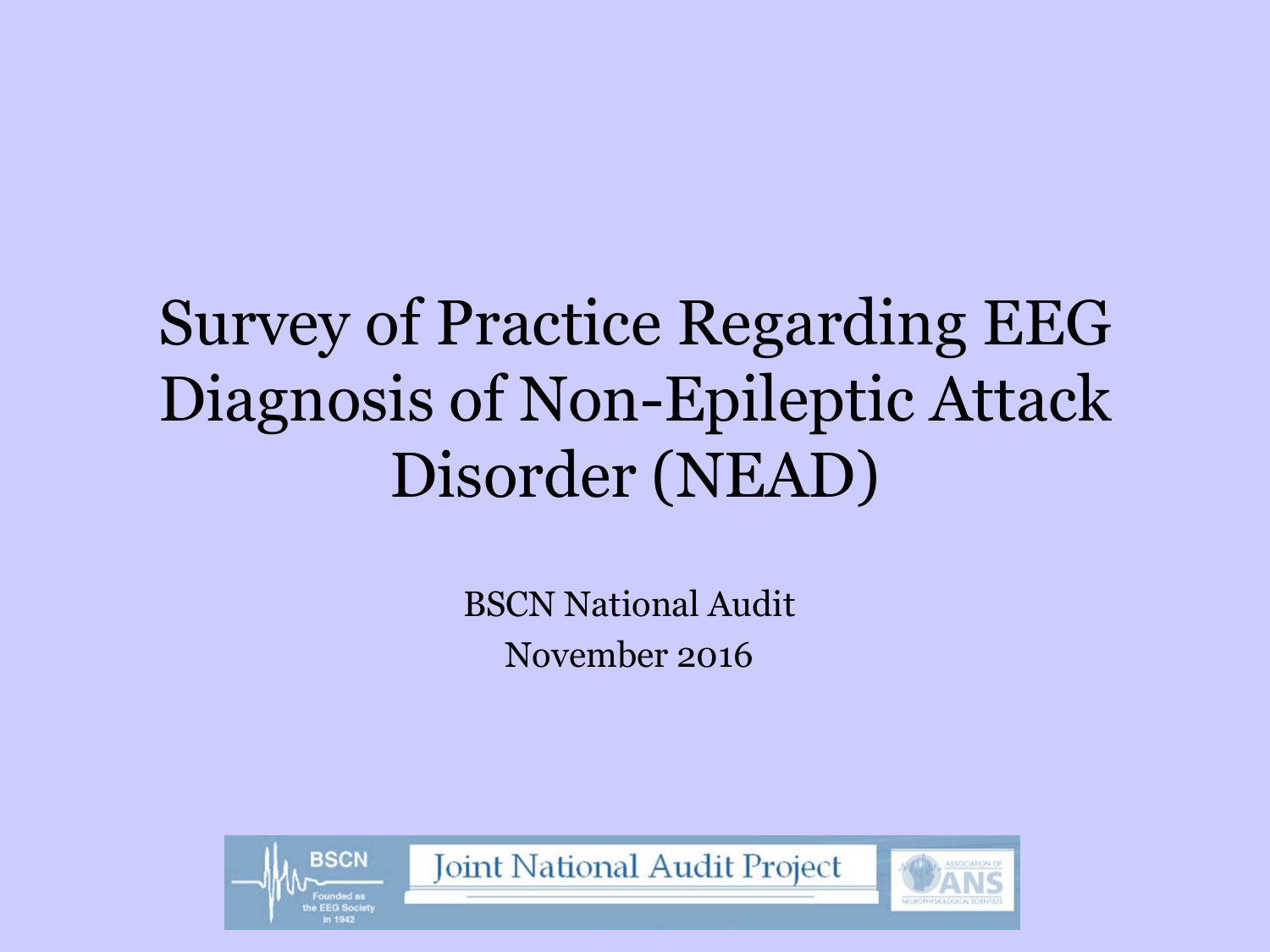# Survey of Practice Regarding EEG Diagnosis of Non-Epileptic Attack Disorder (NEAD)

BSCN National Audit

November 2016

BSCN Founded as the EEG Society in 1942

Joint National Audit Project

Association of ANS Neurophysiological Scientists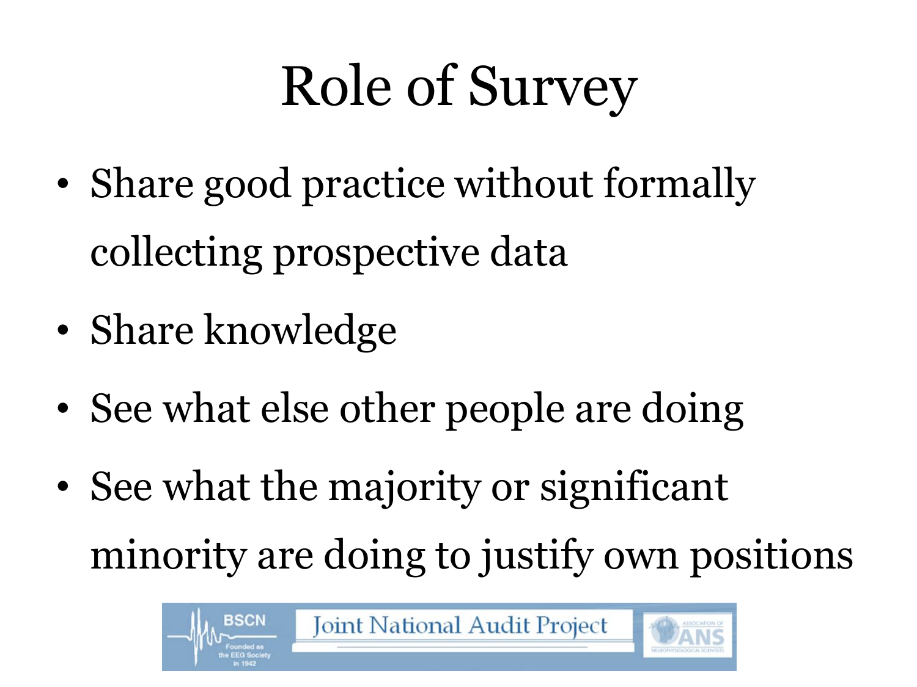# Role of Survey

- Share good practice without formally collecting prospective data
- Share knowledge
- See what else other people are doing
- See what the majority or significant minority are doing to justify own positions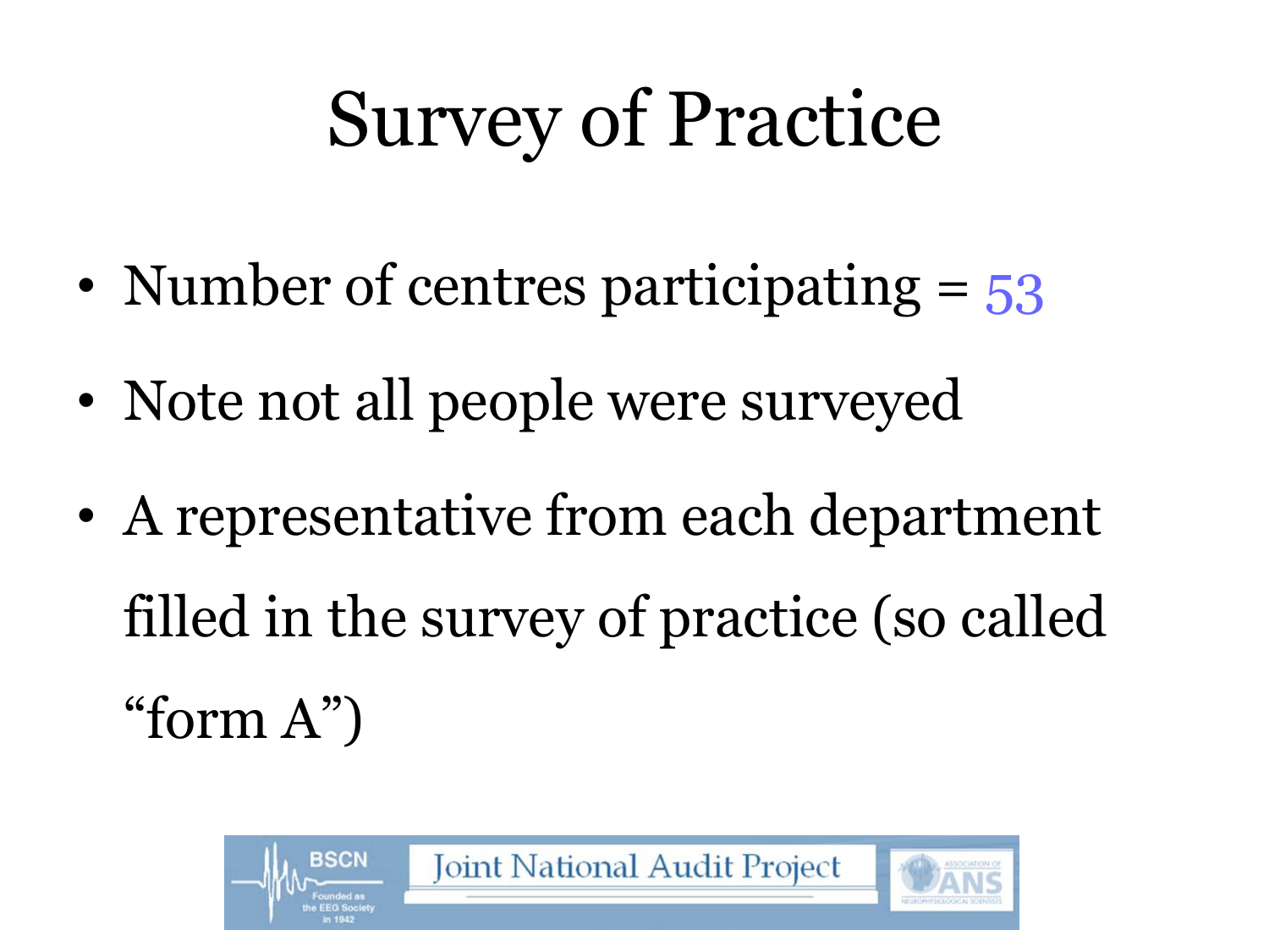# Survey of Practice

- Number of centres participating = 53
- Note not all people were surveyed
- A representative from each department filled in the survey of practice (so called "form A")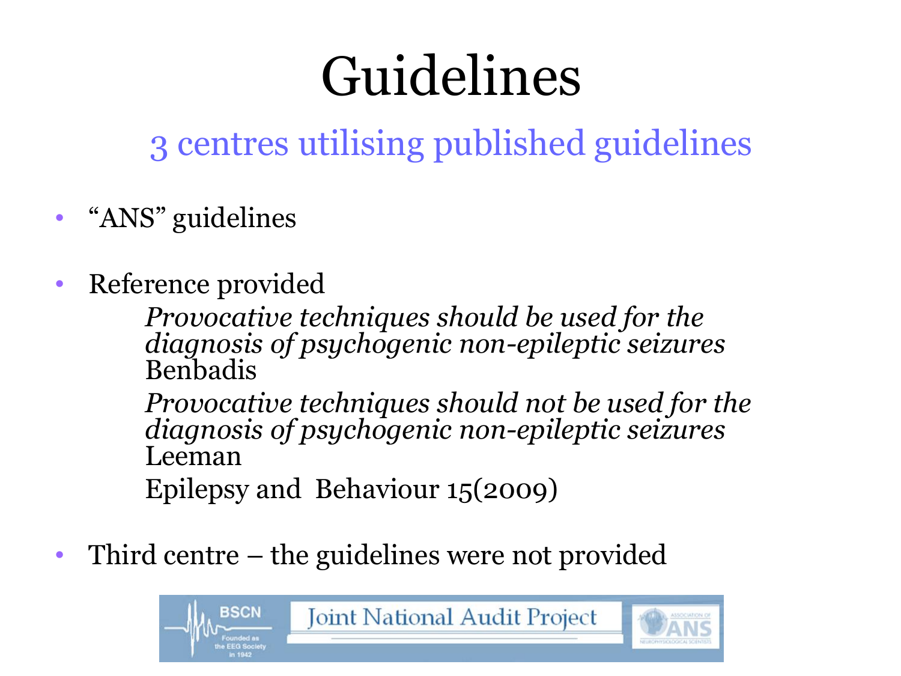# Guidelines

## 3 centres utilising published guidelines

- "ANS" guidelines

- Reference provided

  *Provocative techniques should be used for the diagnosis of psychogenic non-epileptic seizures*
  Benbadis

  *Provocative techniques should not be used for the diagnosis of psychogenic non-epileptic seizures*
  Leeman

  Epilepsy and Behaviour 15(2009)

- Third centre – the guidelines were not provided

BSCN Founded as the EEG Society in 1942 | Joint National Audit Project | Association of ANS Neurophysiological Scientists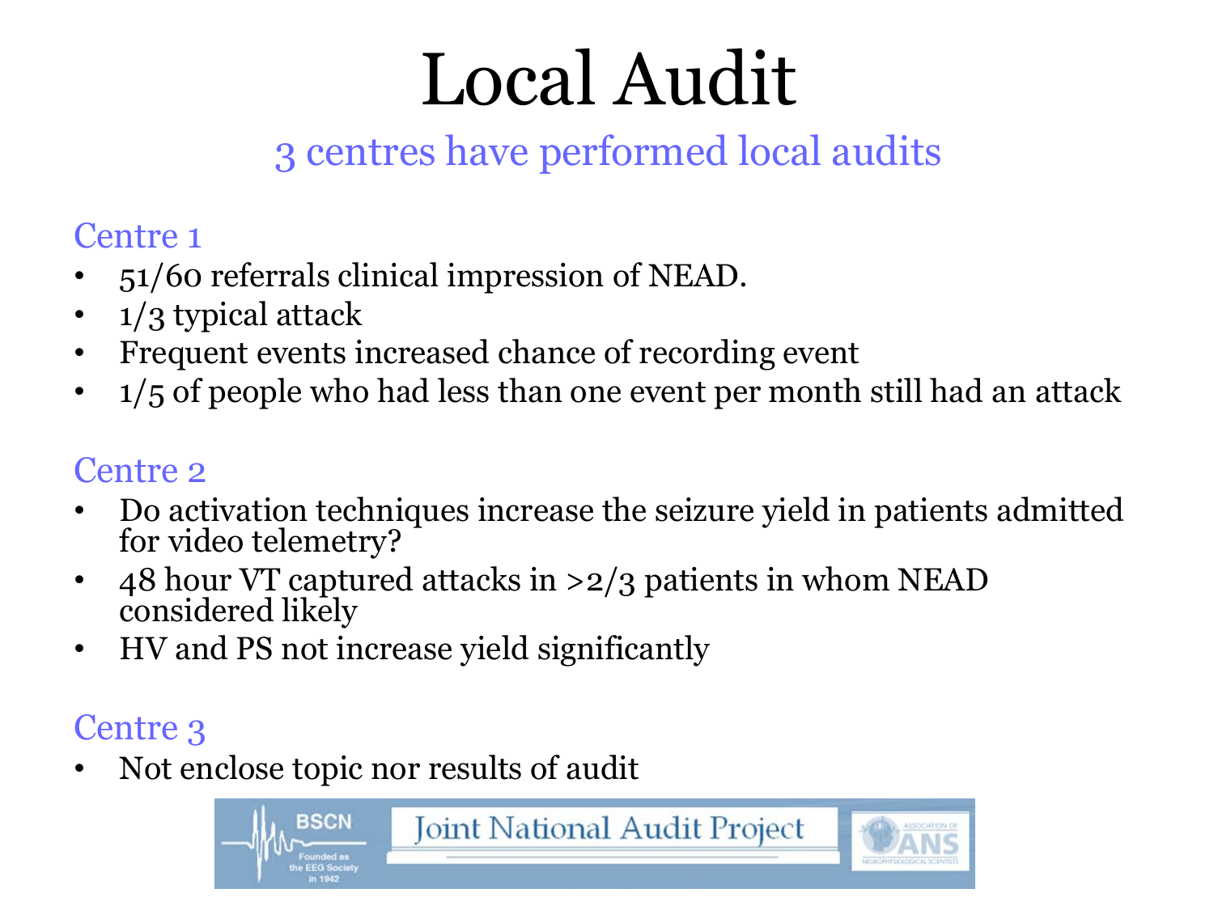# Local Audit

## 3 centres have performed local audits

### Centre 1

- 51/60 referrals clinical impression of NEAD.
- 1/3 typical attack
- Frequent events increased chance of recording event
- 1/5 of people who had less than one event per month still had an attack

### Centre 2

- Do activation techniques increase the seizure yield in patients admitted for video telemetry?
- 48 hour VT captured attacks in >2/3 patients in whom NEAD considered likely
- HV and PS not increase yield significantly

### Centre 3

- Not enclose topic nor results of audit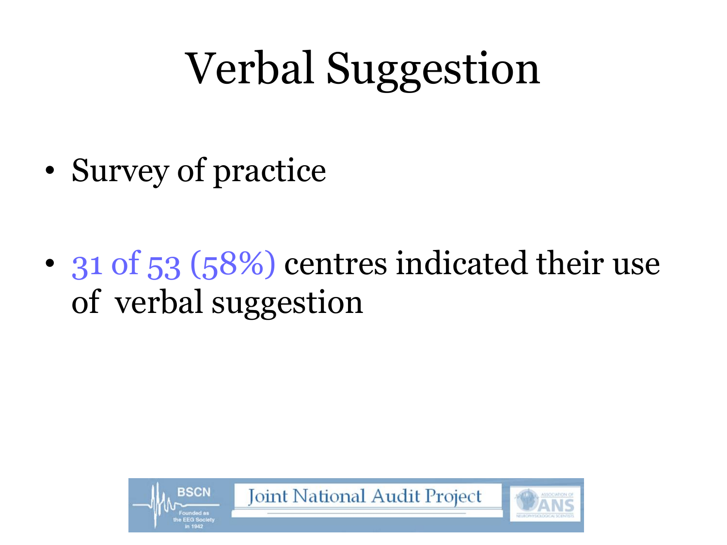# Verbal Suggestion

- Survey of practice

- 31 of 53 (58%) centres indicated their use of verbal suggestion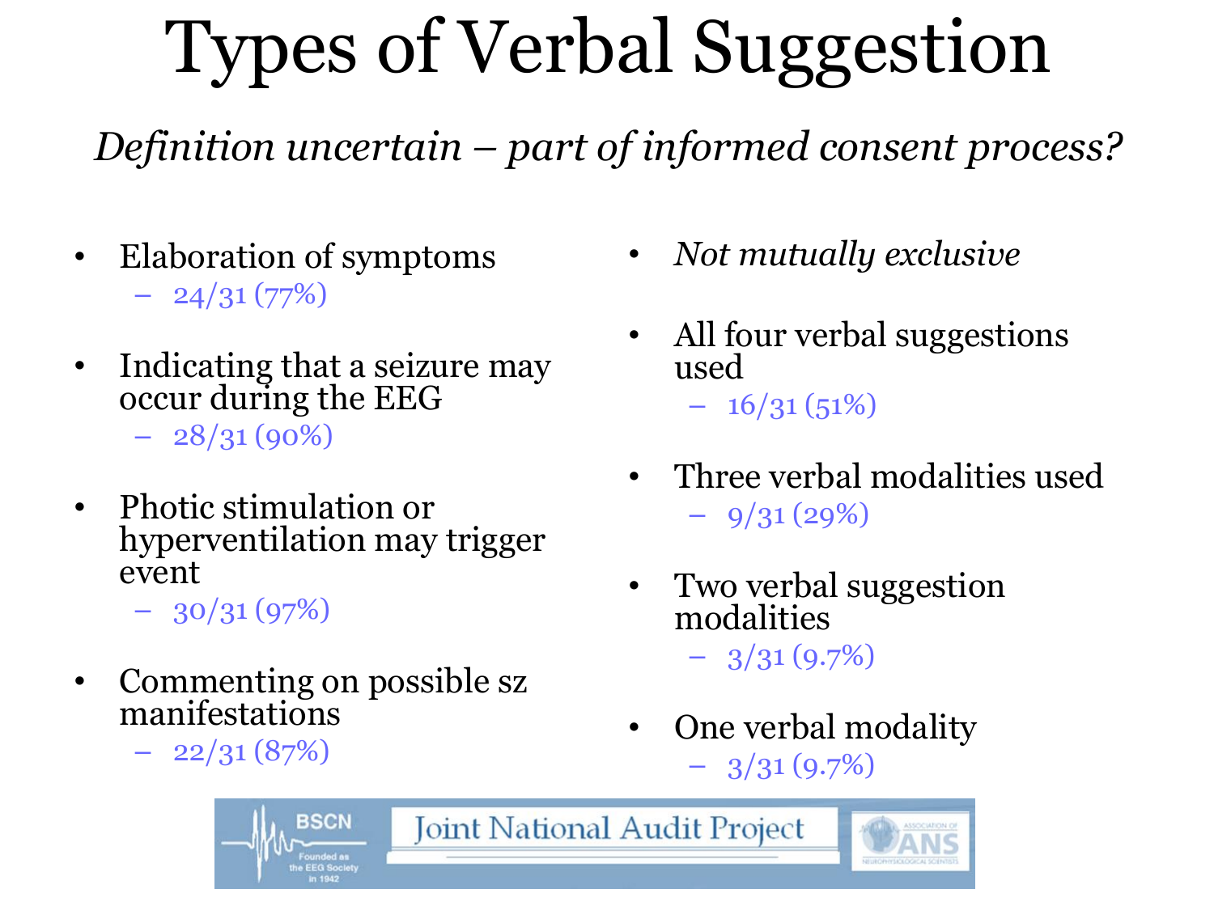# Types of Verbal Suggestion

*Definition uncertain – part of informed consent process?*

- Elaboration of symptoms
  - 24/31 (77%)
- Indicating that a seizure may occur during the EEG
  - 28/31 (90%)
- Photic stimulation or hyperventilation may trigger event
  - 30/31 (97%)
- Commenting on possible sz manifestations
  - 22/31 (87%)

- *Not mutually exclusive*
- All four verbal suggestions used
  - 16/31 (51%)
- Three verbal modalities used
  - 9/31 (29%)
- Two verbal suggestion modalities
  - 3/31 (9.7%)
- One verbal modality
  - 3/31 (9.7%)

BSCN Founded as the EEG Society in 1942 | Joint National Audit Project | Association of ANS Neurophysiological Scientists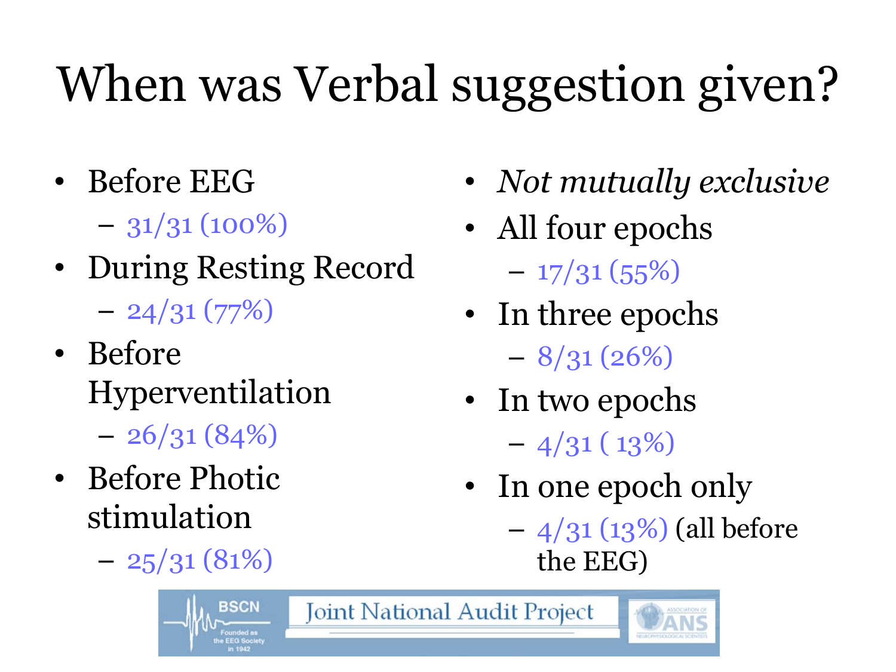# When was Verbal suggestion given?

- Before EEG
  - 31/31 (100%)
- During Resting Record
  - 24/31 (77%)
- Before Hyperventilation
  - 26/31 (84%)
- Before Photic stimulation
  - 25/31 (81%)
- *Not mutually exclusive*
- All four epochs
  - 17/31 (55%)
- In three epochs
  - 8/31 (26%)
- In two epochs
  - 4/31 ( 13%)
- In one epoch only
  - 4/31 (13%) (all before the EEG)

BSCN Founded as the EEG Society in 1942 — Joint National Audit Project — Association of Neurophysiological Scientists (ANS)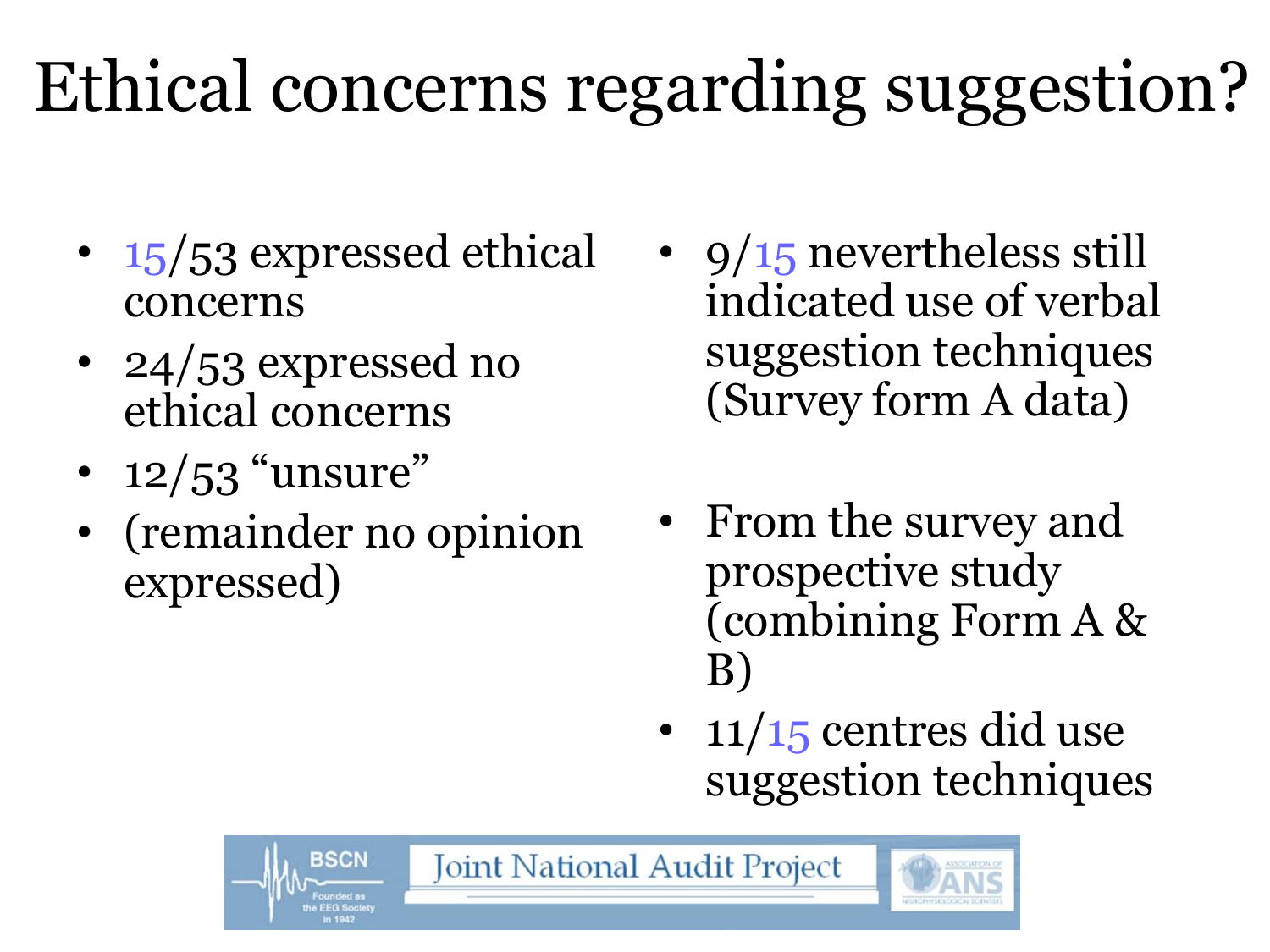# Ethical concerns regarding suggestion?

- 15/53 expressed ethical concerns
- 24/53 expressed no ethical concerns
- 12/53 "unsure"
- (remainder no opinion expressed)

- 9/15 nevertheless still indicated use of verbal suggestion techniques (Survey form A data)

- From the survey and prospective study (combining Form A & B)
- 11/15 centres did use suggestion techniques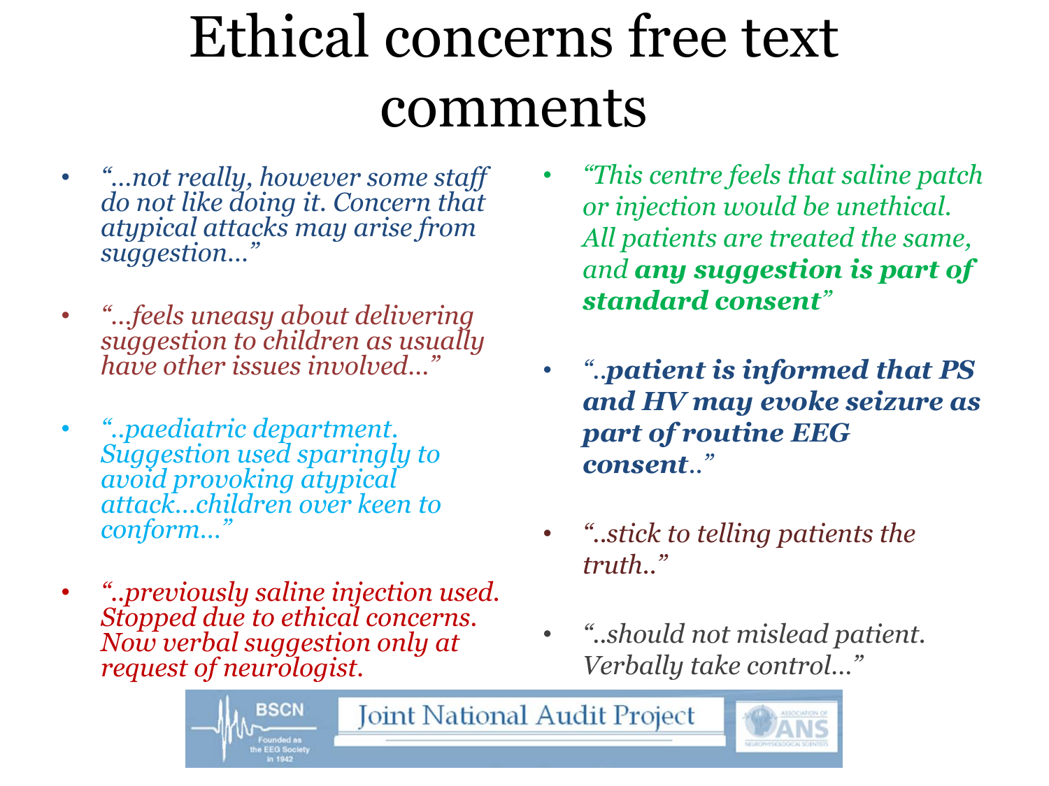# Ethical concerns free text comments

- *"…not really, however some staff do not like doing it. Concern that atypical attacks may arise from suggestion…"*
- *"…feels uneasy about delivering suggestion to children as usually have other issues involved…"*
- *"..paediatric department. Suggestion used sparingly to avoid provoking atypical attack…children over keen to conform…"*
- *"..previously saline injection used. Stopped due to ethical concerns. Now verbal suggestion only at request of neurologist.*
- *"This centre feels that saline patch or injection would be unethical. All patients are treated the same, and **any suggestion is part of standard consent**"*
- *"..**patient is informed that PS and HV may evoke seizure as part of routine EEG consent**.."*
- *"..stick to telling patients the truth.."*
- *"..should not mislead patient. Verbally take control…"*

BSCN Founded as the EEG Society in 1942 — Joint National Audit Project — Association of ANS Neurophysiological Scientists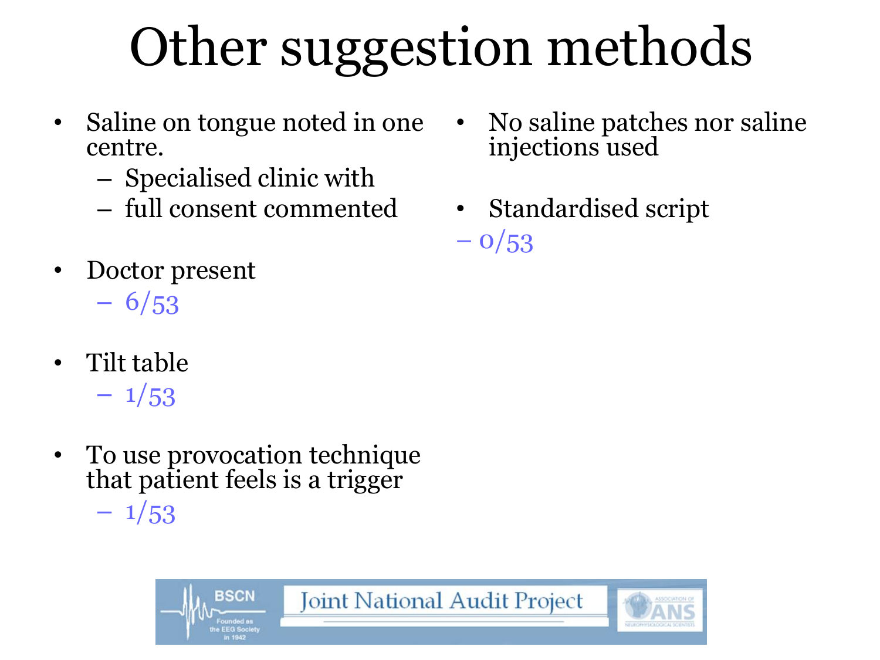# Other suggestion methods

- Saline on tongue noted in one centre.
  - Specialised clinic with
  - full consent commented
- Doctor present
  - 6/53
- Tilt table
  - 1/53
- To use provocation technique that patient feels is a trigger
  - 1/53
- No saline patches nor saline injections used
- Standardised script
  - 0/53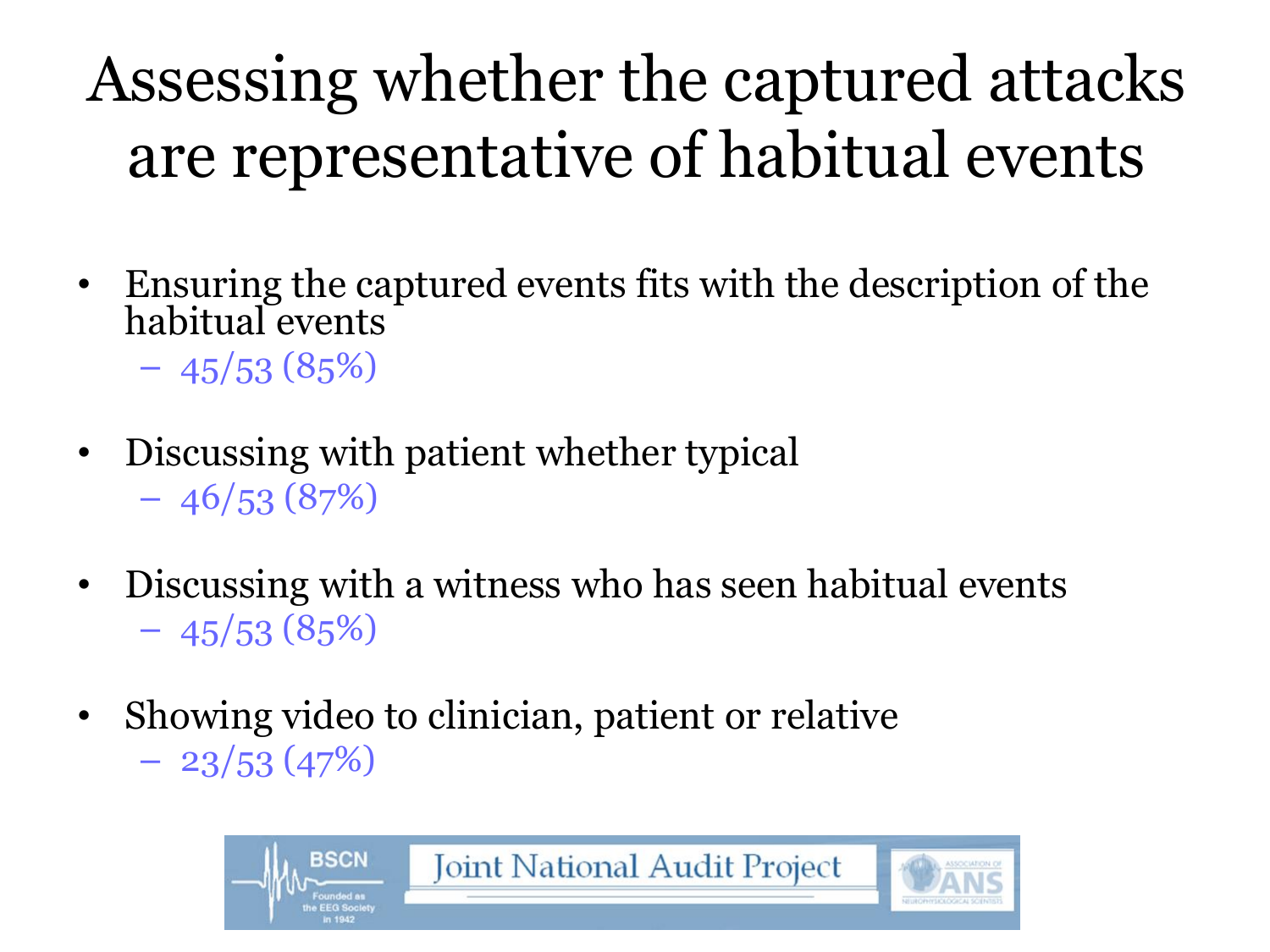# Assessing whether the captured attacks are representative of habitual events

- Ensuring the captured events fits with the description of the habitual events
  - 45/53 (85%)
- Discussing with patient whether typical
  - 46/53 (87%)
- Discussing with a witness who has seen habitual events
  - 45/53 (85%)
- Showing video to clinician, patient or relative
  - 23/53 (47%)

BSCN Founded as the EEG Society in 1942 | Joint National Audit Project | Association of Neurophysiological Scientists (ANS)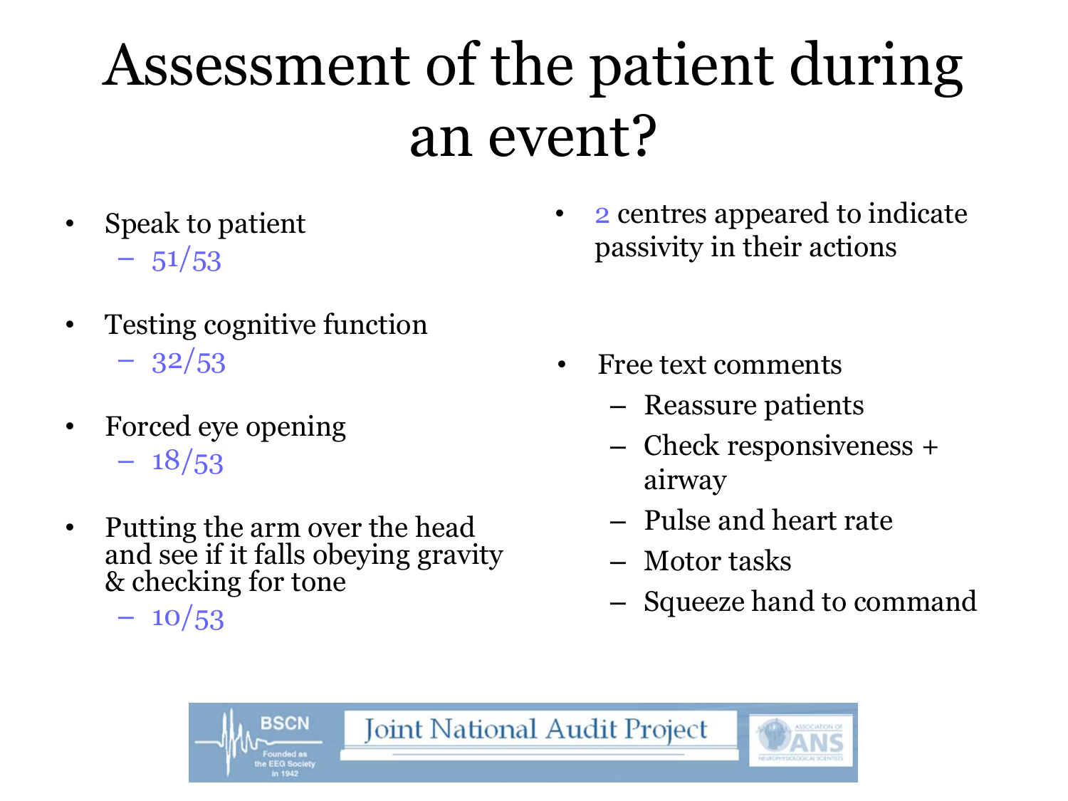# Assessment of the patient during an event?

- Speak to patient
  - 51/53
- Testing cognitive function
  - 32/53
- Forced eye opening
  - 18/53
- Putting the arm over the head and see if it falls obeying gravity & checking for tone
  - 10/53

- 2 centres appeared to indicate passivity in their actions

- Free text comments
  - Reassure patients
  - Check responsiveness + airway
  - Pulse and heart rate
  - Motor tasks
  - Squeeze hand to command

BSCN Founded as the EEG Society in 1942 | Joint National Audit Project | Association of Neurophysiological Scientists ANS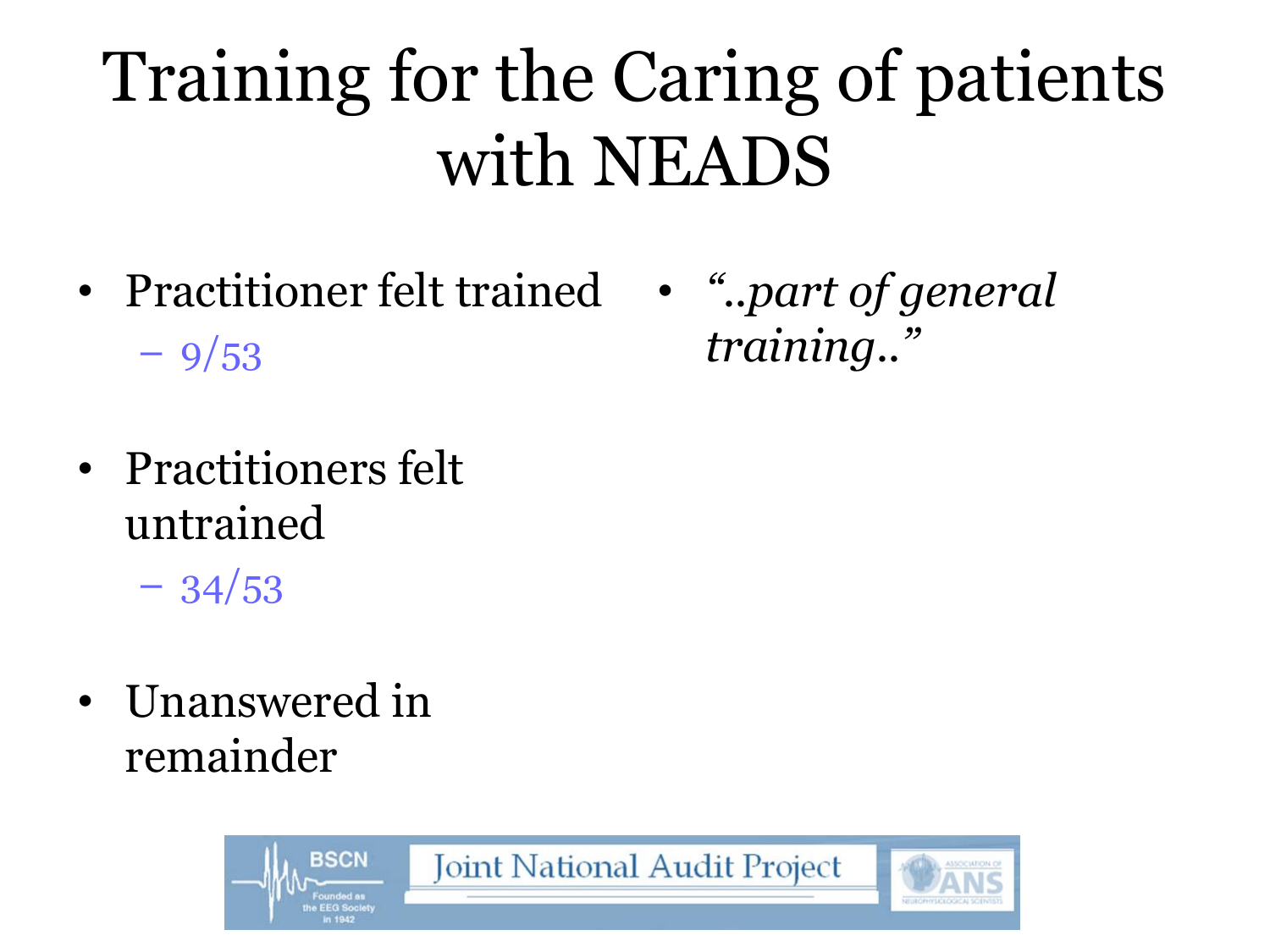# Training for the Caring of patients with NEADS

- Practitioner felt trained
  - 9/53
- Practitioners felt untrained
  - 34/53
- Unanswered in remainder

- *"..part of general training.."*

BSCN Founded as the EEG Society in 1942 — Joint National Audit Project — Association of ANS Neurophysiological Scientists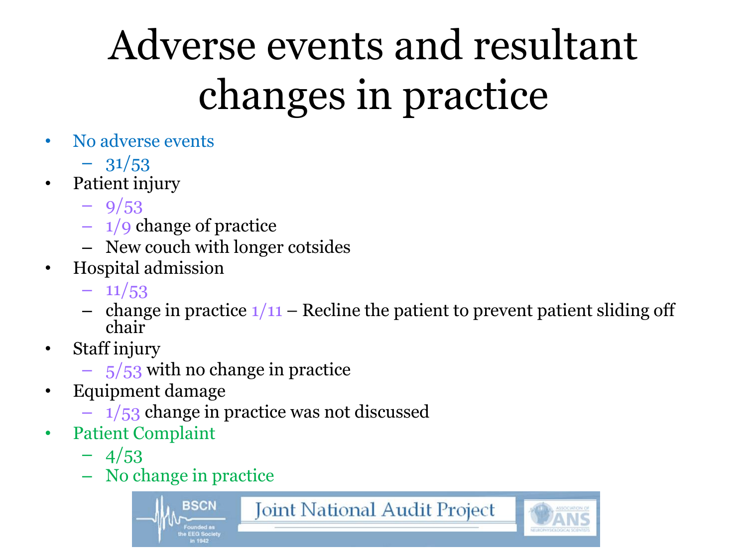# Adverse events and resultant changes in practice

- No adverse events
  - 31/53
- Patient injury
  - 9/53
  - 1/9 change of practice
  - New couch with longer cotsides
- Hospital admission
  - 11/53
  - change in practice 1/11 – Recline the patient to prevent patient sliding off chair
- Staff injury
  - 5/53 with no change in practice
- Equipment damage
  - 1/53 change in practice was not discussed
- Patient Complaint
  - 4/53
  - No change in practice

BSCN Founded as the EEG Society in 1942 | Joint National Audit Project | Association of Neurophysiological Scientists ANS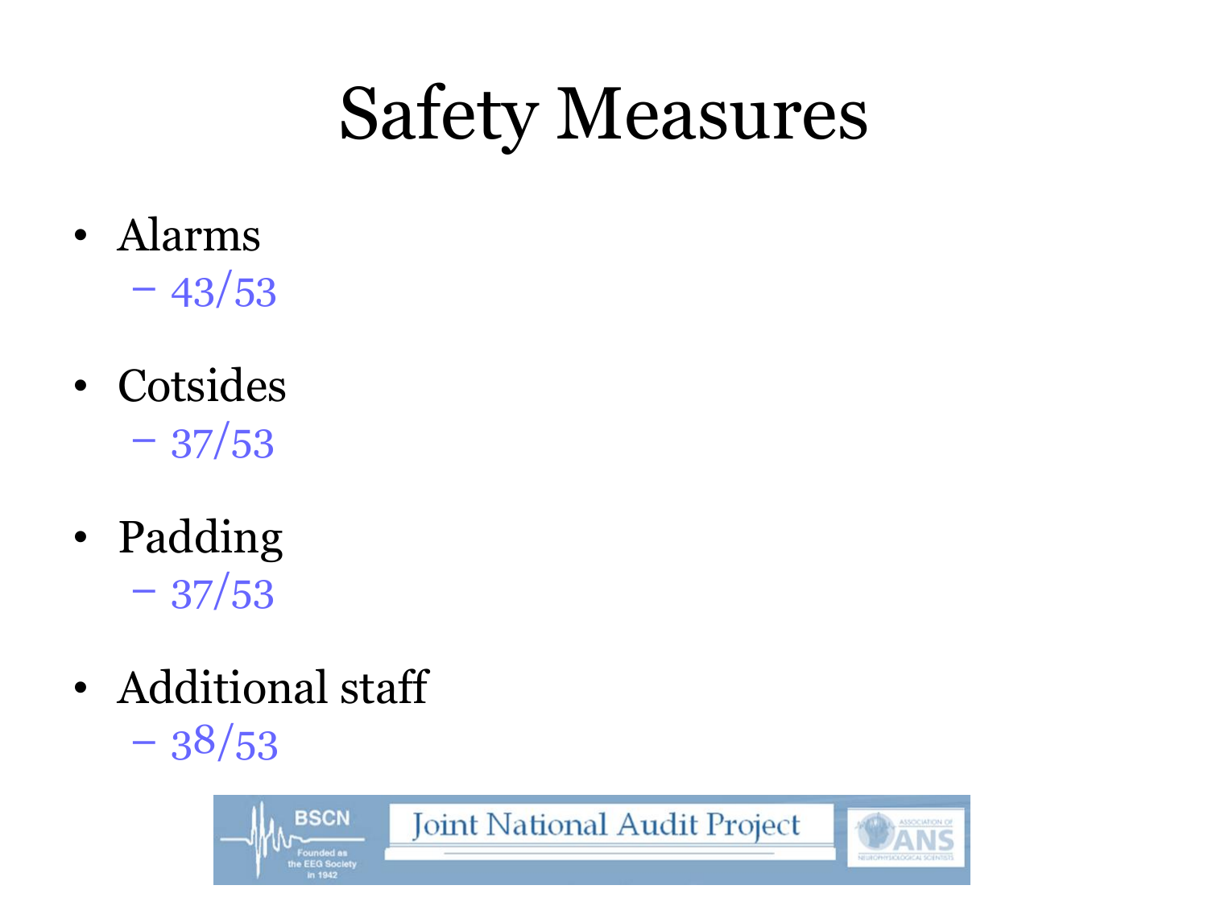# Safety Measures

- Alarms
  - 43/53
- Cotsides
  - 37/53
- Padding
  - 37/53
- Additional staff
  - 38/53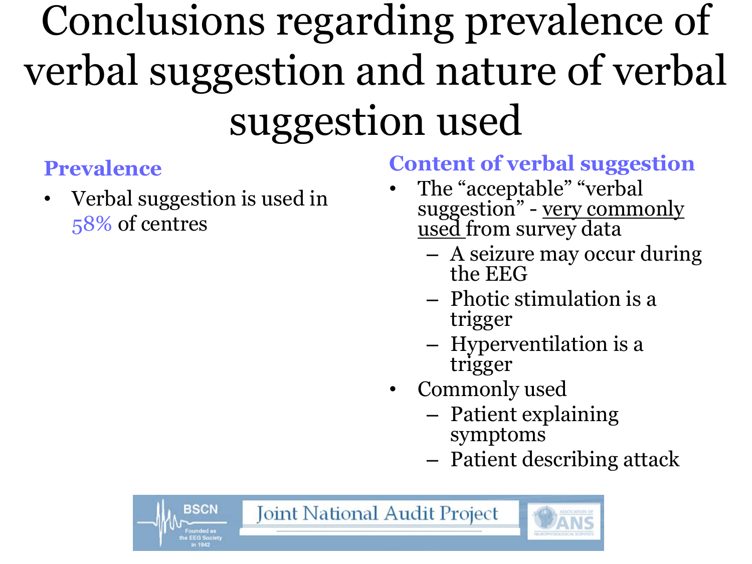# Conclusions regarding prevalence of verbal suggestion and nature of verbal suggestion used

### Prevalence

- Verbal suggestion is used in 58% of centres

### Content of verbal suggestion

- The "acceptable" "verbal suggestion" - very commonly used from survey data
  - A seizure may occur during the EEG
  - Photic stimulation is a trigger
  - Hyperventilation is a trigger
- Commonly used
  - Patient explaining symptoms
  - Patient describing attack

BSCN Founded as the EEG Society in 1942 — Joint National Audit Project — Association of ANS Neurophysiological Scientists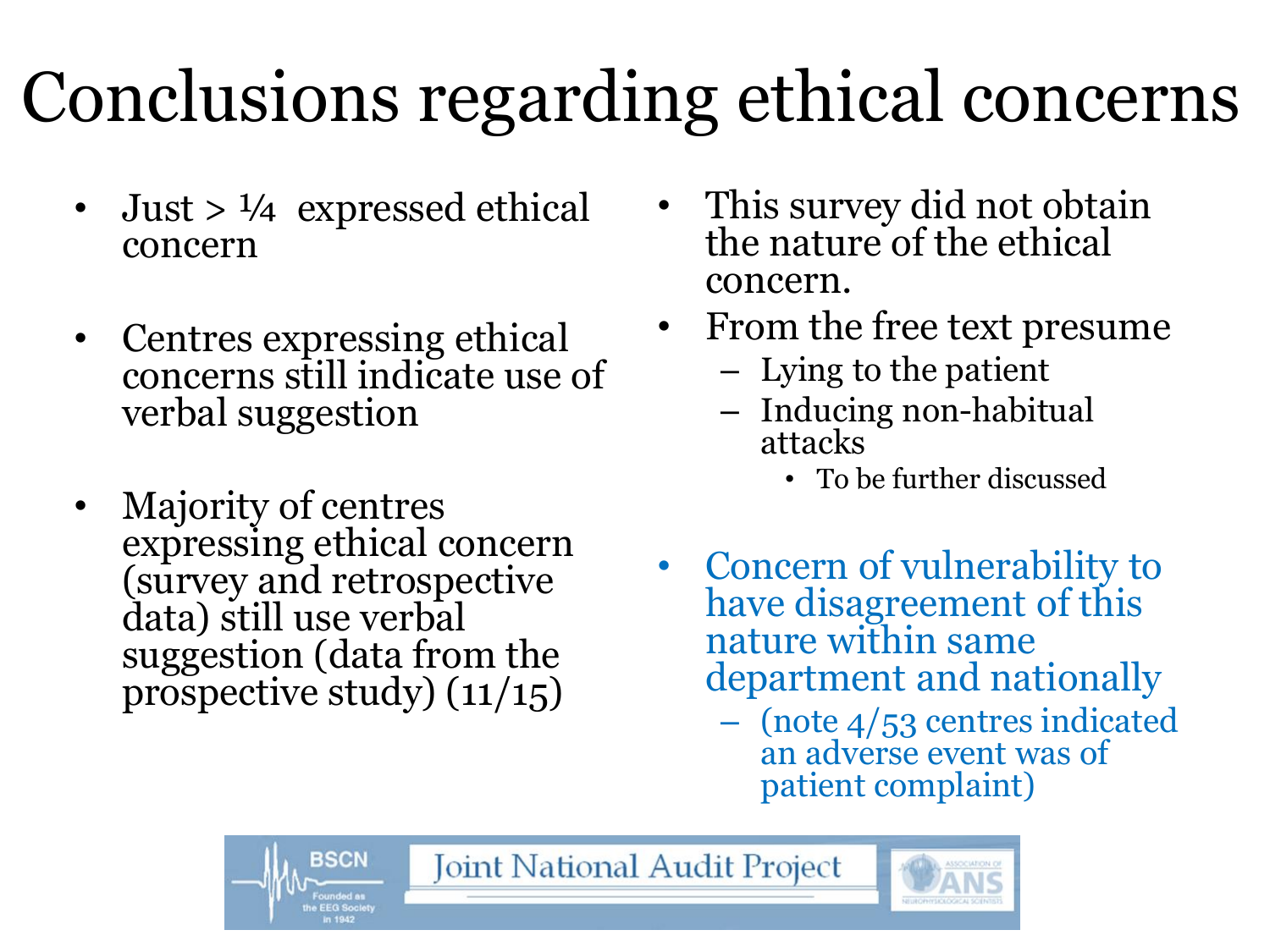# Conclusions regarding ethical concerns

- Just > ¼ expressed ethical concern
- Centres expressing ethical concerns still indicate use of verbal suggestion
- Majority of centres expressing ethical concern (survey and retrospective data) still use verbal suggestion (data from the prospective study) (11/15)

- This survey did not obtain the nature of the ethical concern.
- From the free text presume
  - Lying to the patient
  - Inducing non-habitual attacks
    - To be further discussed
- Concern of vulnerability to have disagreement of this nature within same department and nationally
  - (note 4/53 centres indicated an adverse event was of patient complaint)

BSCN Founded as the EEG Society in 1942 | Joint National Audit Project | Association of ANS Neurophysiological Scientists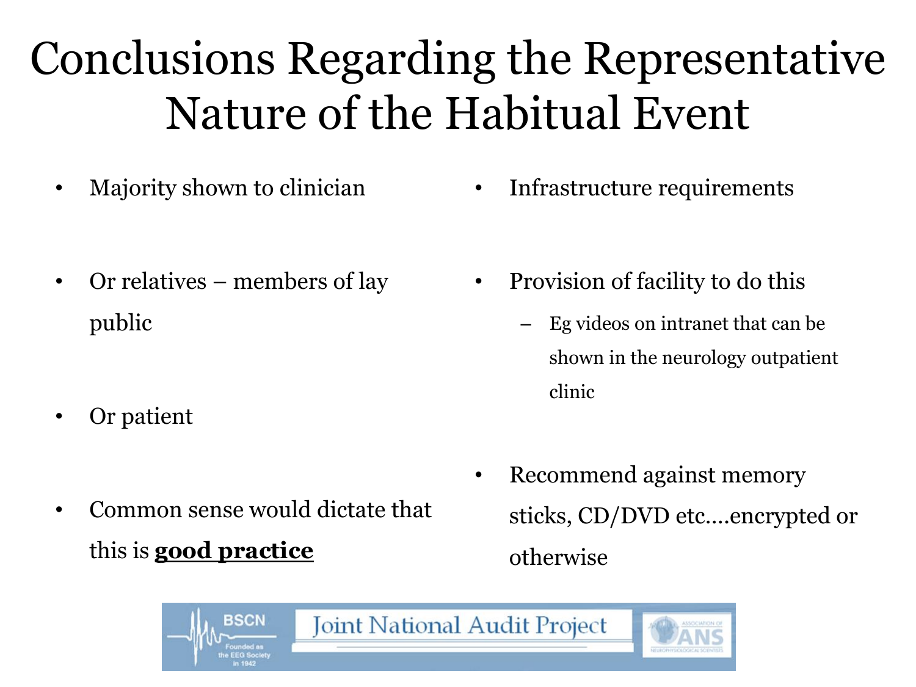# Conclusions Regarding the Representative Nature of the Habitual Event

- Majority shown to clinician
- Or relatives – members of lay public
- Or patient
- Common sense would dictate that this is **good practice**

- Infrastructure requirements
- Provision of facility to do this
  - Eg videos on intranet that can be shown in the neurology outpatient clinic
- Recommend against memory sticks, CD/DVD etc….encrypted or otherwise

BSCN Founded as the EEG Society in 1942 | Joint National Audit Project | Association of ANS Neurophysiological Scientists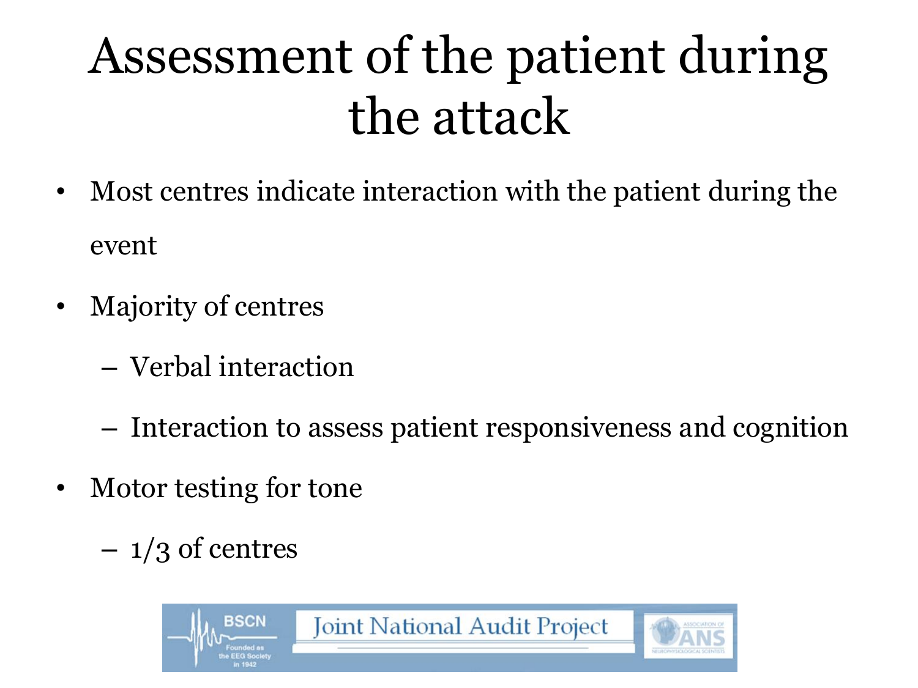# Assessment of the patient during the attack

- Most centres indicate interaction with the patient during the event
- Majority of centres
  - Verbal interaction
  - Interaction to assess patient responsiveness and cognition
- Motor testing for tone
  - 1/3 of centres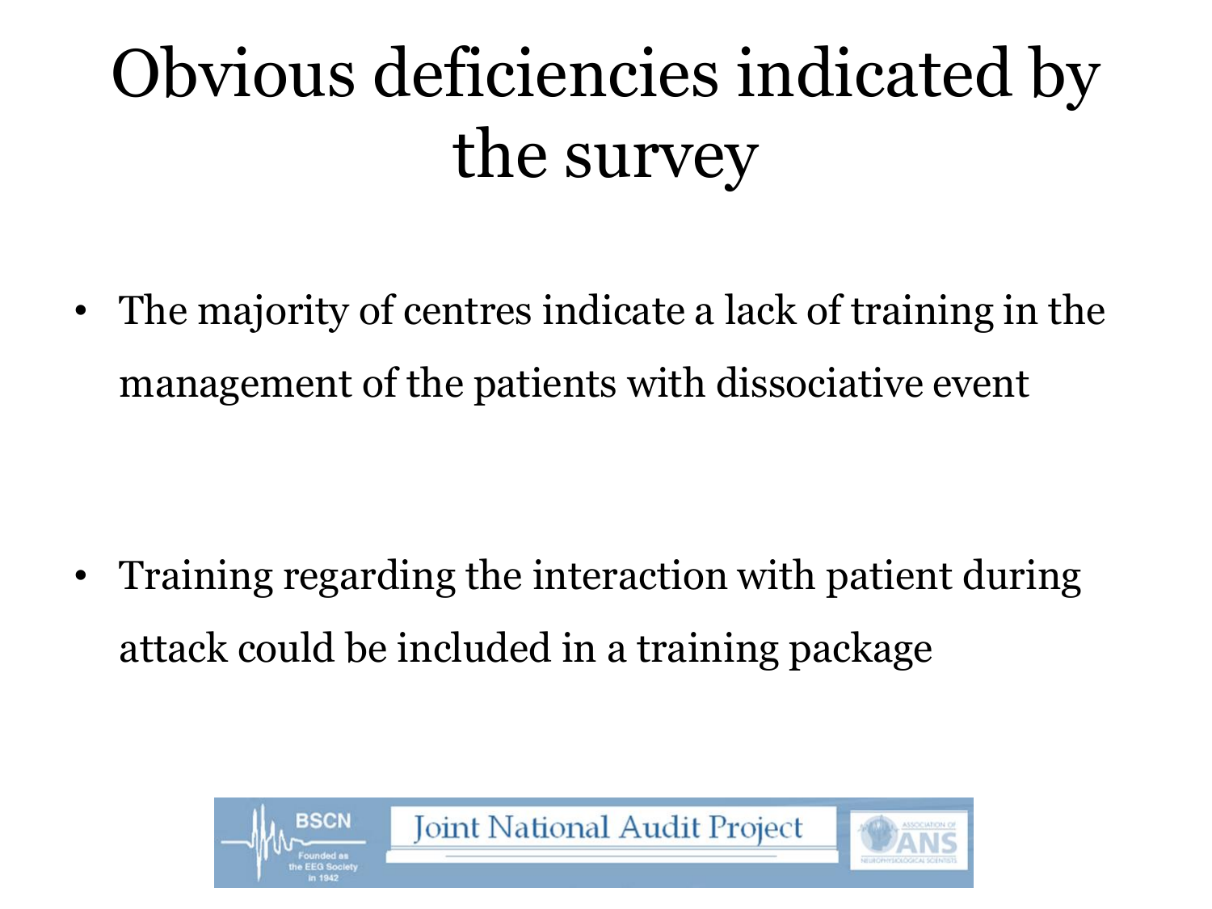# Obvious deficiencies indicated by the survey

- The majority of centres indicate a lack of training in the management of the patients with dissociative event

- Training regarding the interaction with patient during attack could be included in a training package